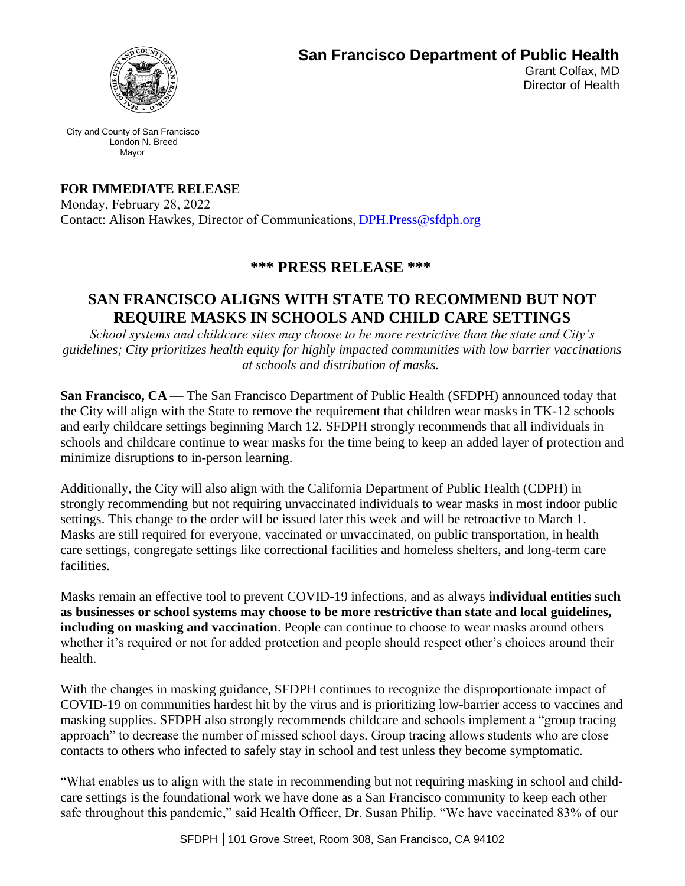**San Francisco Department of Public Health**

Grant Colfax, MD
Director of Health

City and County of San Francisco
London N. Breed
Mayor

**FOR IMMEDIATE RELEASE**
Monday, February 28, 2022
Contact: Alison Hawkes, Director of Communications, DPH.Press@sfdph.org

## \*\*\* PRESS RELEASE \*\*\*

# SAN FRANCISCO ALIGNS WITH STATE TO RECOMMEND BUT NOT REQUIRE MASKS IN SCHOOLS AND CHILD CARE SETTINGS

*School systems and childcare sites may choose to be more restrictive than the state and City's guidelines; City prioritizes health equity for highly impacted communities with low barrier vaccinations at schools and distribution of masks.*

**San Francisco, CA** — The San Francisco Department of Public Health (SFDPH) announced today that the City will align with the State to remove the requirement that children wear masks in TK-12 schools and early childcare settings beginning March 12. SFDPH strongly recommends that all individuals in schools and childcare continue to wear masks for the time being to keep an added layer of protection and minimize disruptions to in-person learning.

Additionally, the City will also align with the California Department of Public Health (CDPH) in strongly recommending but not requiring unvaccinated individuals to wear masks in most indoor public settings. This change to the order will be issued later this week and will be retroactive to March 1. Masks are still required for everyone, vaccinated or unvaccinated, on public transportation, in health care settings, congregate settings like correctional facilities and homeless shelters, and long-term care facilities.

Masks remain an effective tool to prevent COVID-19 infections, and as always **individual entities such as businesses or school systems may choose to be more restrictive than state and local guidelines, including on masking and vaccination**. People can continue to choose to wear masks around others whether it's required or not for added protection and people should respect other's choices around their health.

With the changes in masking guidance, SFDPH continues to recognize the disproportionate impact of COVID-19 on communities hardest hit by the virus and is prioritizing low-barrier access to vaccines and masking supplies. SFDPH also strongly recommends childcare and schools implement a "group tracing approach" to decrease the number of missed school days. Group tracing allows students who are close contacts to others who infected to safely stay in school and test unless they become symptomatic.

"What enables us to align with the state in recommending but not requiring masking in school and child-care settings is the foundational work we have done as a San Francisco community to keep each other safe throughout this pandemic," said Health Officer, Dr. Susan Philip. "We have vaccinated 83% of our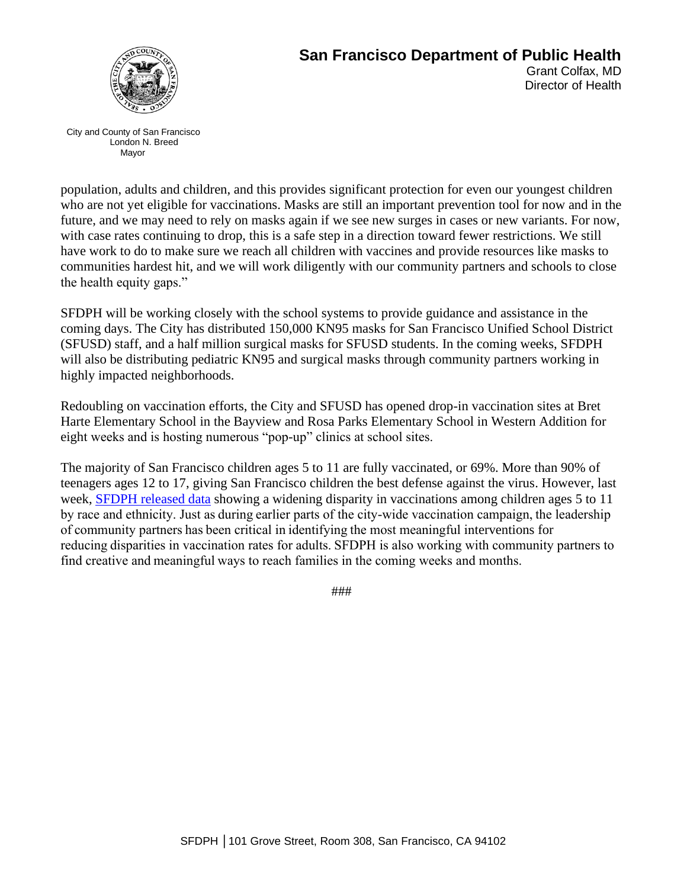population, adults and children, and this provides significant protection for even our youngest children who are not yet eligible for vaccinations. Masks are still an important prevention tool for now and in the future, and we may need to rely on masks again if we see new surges in cases or new variants. For now, with case rates continuing to drop, this is a safe step in a direction toward fewer restrictions. We still have work to do to make sure we reach all children with vaccines and provide resources like masks to communities hardest hit, and we will work diligently with our community partners and schools to close the health equity gaps."

SFDPH will be working closely with the school systems to provide guidance and assistance in the coming days. The City has distributed 150,000 KN95 masks for San Francisco Unified School District (SFUSD) staff, and a half million surgical masks for SFUSD students. In the coming weeks, SFDPH will also be distributing pediatric KN95 and surgical masks through community partners working in highly impacted neighborhoods.

Redoubling on vaccination efforts, the City and SFUSD has opened drop-in vaccination sites at Bret Harte Elementary School in the Bayview and Rosa Parks Elementary School in Western Addition for eight weeks and is hosting numerous "pop-up" clinics at school sites.

The majority of San Francisco children ages 5 to 11 are fully vaccinated, or 69%. More than 90% of teenagers ages 12 to 17, giving San Francisco children the best defense against the virus. However, last week, SFDPH released data showing a widening disparity in vaccinations among children ages 5 to 11 by race and ethnicity. Just as during earlier parts of the city-wide vaccination campaign, the leadership of community partners has been critical in identifying the most meaningful interventions for reducing disparities in vaccination rates for adults. SFDPH is also working with community partners to find creative and meaningful ways to reach families in the coming weeks and months.

###